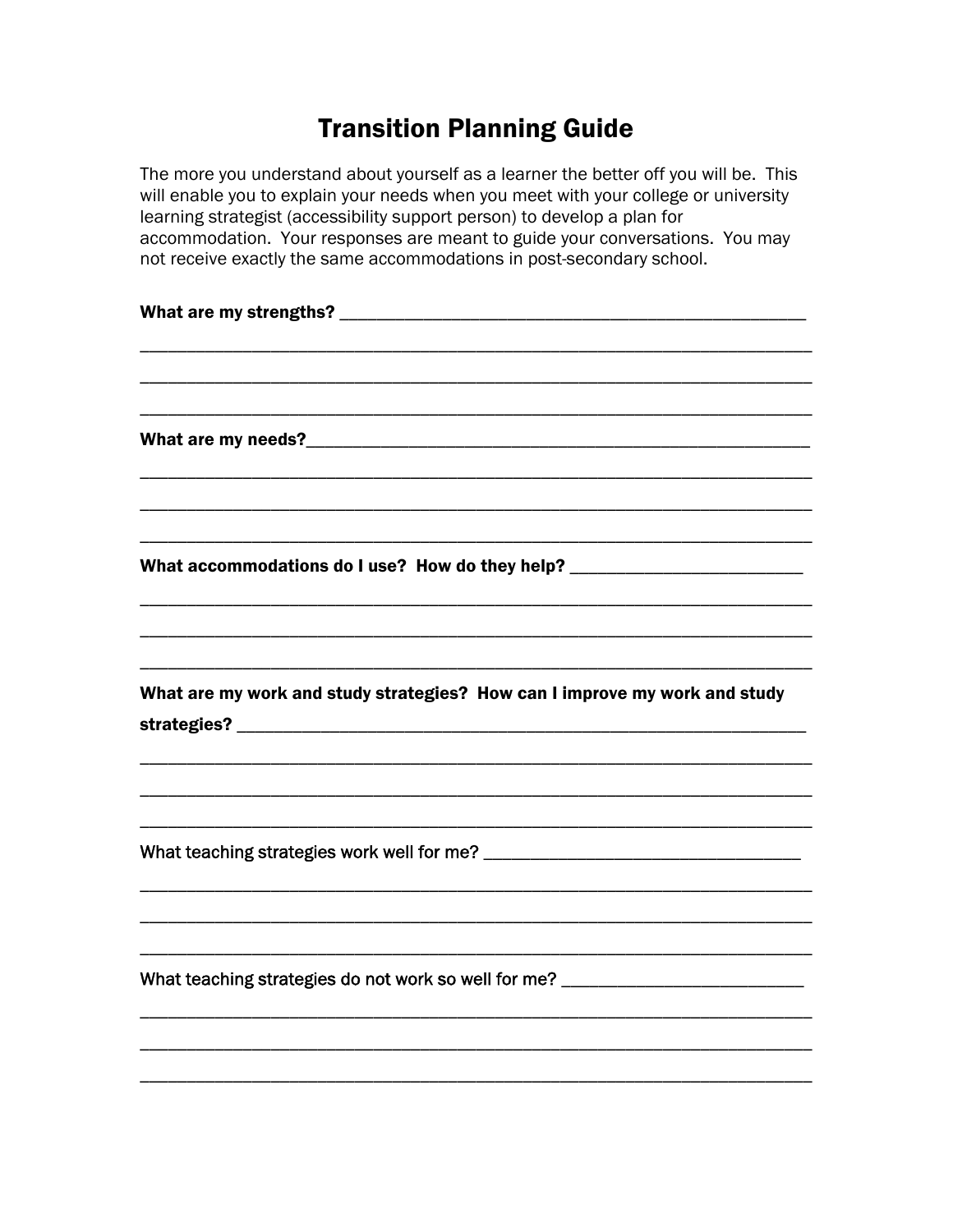# Transition Planning Guide

The more you understand about yourself as a learner the better off you will be. This will enable you to explain your needs when you meet with your college or university learning strategist (accessibility support person) to develop a plan for accommodation. Your responses are meant to guide your conversations. You may not receive exactly the same accommodations in post-secondary school.

**What are my strengths?** ____________________________________________________

______________________________________________________________________________

______________________________________________________________________________

______________________________________________________________________________

**What are my needs?**______________________________________________________

______________________________________________________________________________

______________________________________________________________________________

______________________________________________________________________________

**What accommodations do I use? How do they help?** ___________________________

______________________________________________________________________________

______________________________________________________________________________

______________________________________________________________________________

**What are my work and study strategies? How can I improve my work and study strategies?** ______________________________________________________________

______________________________________________________________________________

______________________________________________________________________________

______________________________________________________________________________

What teaching strategies work well for me? ___________________________________

______________________________________________________________________________

______________________________________________________________________________

______________________________________________________________________________

What teaching strategies do not work so well for me? __________________________

______________________________________________________________________________

______________________________________________________________________________

______________________________________________________________________________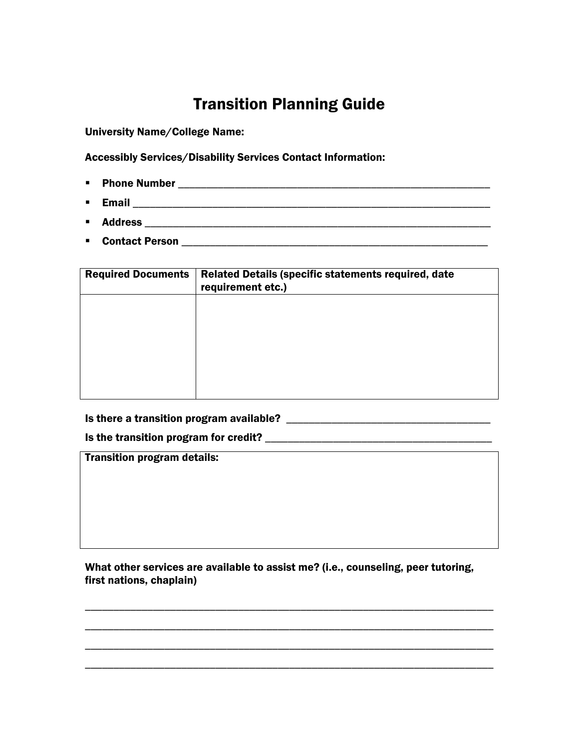# Transition Planning Guide

**University Name/College Name:**

**Accessibly Services/Disability Services Contact Information:**

- **Phone Number** ______________________________________________________
- **Email** __________________________________________________________
- **Address** ________________________________________________________
- **Contact Person** ___________________________________________________

| Required Documents | Related Details (specific statements required, date requirement etc.) |
|---|---|
| | |

**Is there a transition program available?** ________________________________

**Is the transition program for credit?** ___________________________________

| Transition program details: |
|---|
| |

**What other services are available to assist me? (i.e., counseling, peer tutoring, first nations, chaplain)**

___________________________________________________________________________

___________________________________________________________________________

___________________________________________________________________________

___________________________________________________________________________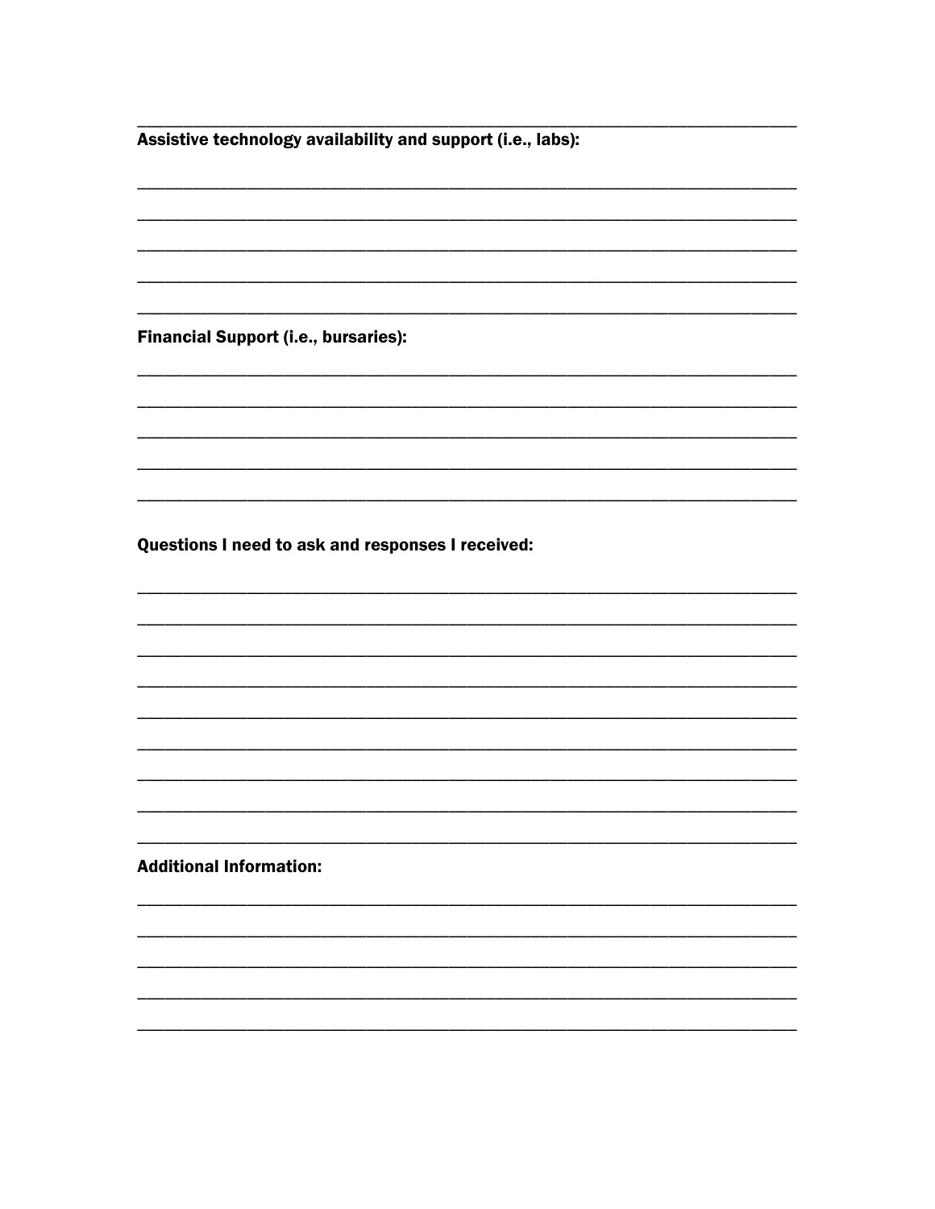**Assistive technology availability and support (i.e., labs):**

**Financial Support (i.e., bursaries):**

**Questions I need to ask and responses I received:**

**Additional Information:**